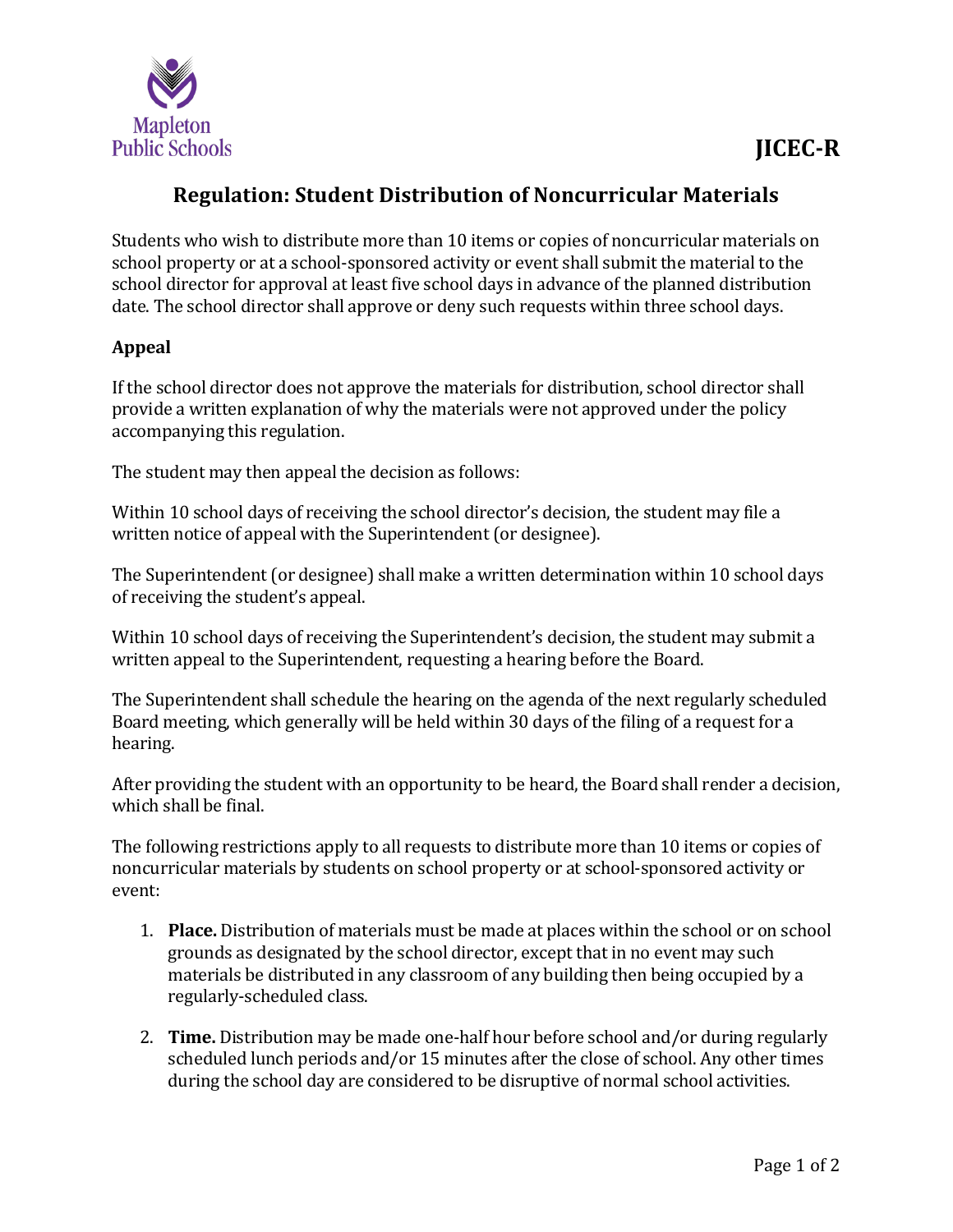Mapleton Public Schools

**JICEC-R**

# Regulation: Student Distribution of Noncurricular Materials

Students who wish to distribute more than 10 items or copies of noncurricular materials on school property or at a school-sponsored activity or event shall submit the material to the school director for approval at least five school days in advance of the planned distribution date. The school director shall approve or deny such requests within three school days.

## Appeal

If the school director does not approve the materials for distribution, school director shall provide a written explanation of why the materials were not approved under the policy accompanying this regulation.

The student may then appeal the decision as follows:

Within 10 school days of receiving the school director's decision, the student may file a written notice of appeal with the Superintendent (or designee).

The Superintendent (or designee) shall make a written determination within 10 school days of receiving the student's appeal.

Within 10 school days of receiving the Superintendent's decision, the student may submit a written appeal to the Superintendent, requesting a hearing before the Board.

The Superintendent shall schedule the hearing on the agenda of the next regularly scheduled Board meeting, which generally will be held within 30 days of the filing of a request for a hearing.

After providing the student with an opportunity to be heard, the Board shall render a decision, which shall be final.

The following restrictions apply to all requests to distribute more than 10 items or copies of noncurricular materials by students on school property or at school-sponsored activity or event:

1. **Place.** Distribution of materials must be made at places within the school or on school grounds as designated by the school director, except that in no event may such materials be distributed in any classroom of any building then being occupied by a regularly-scheduled class.
2. **Time.** Distribution may be made one-half hour before school and/or during regularly scheduled lunch periods and/or 15 minutes after the close of school. Any other times during the school day are considered to be disruptive of normal school activities.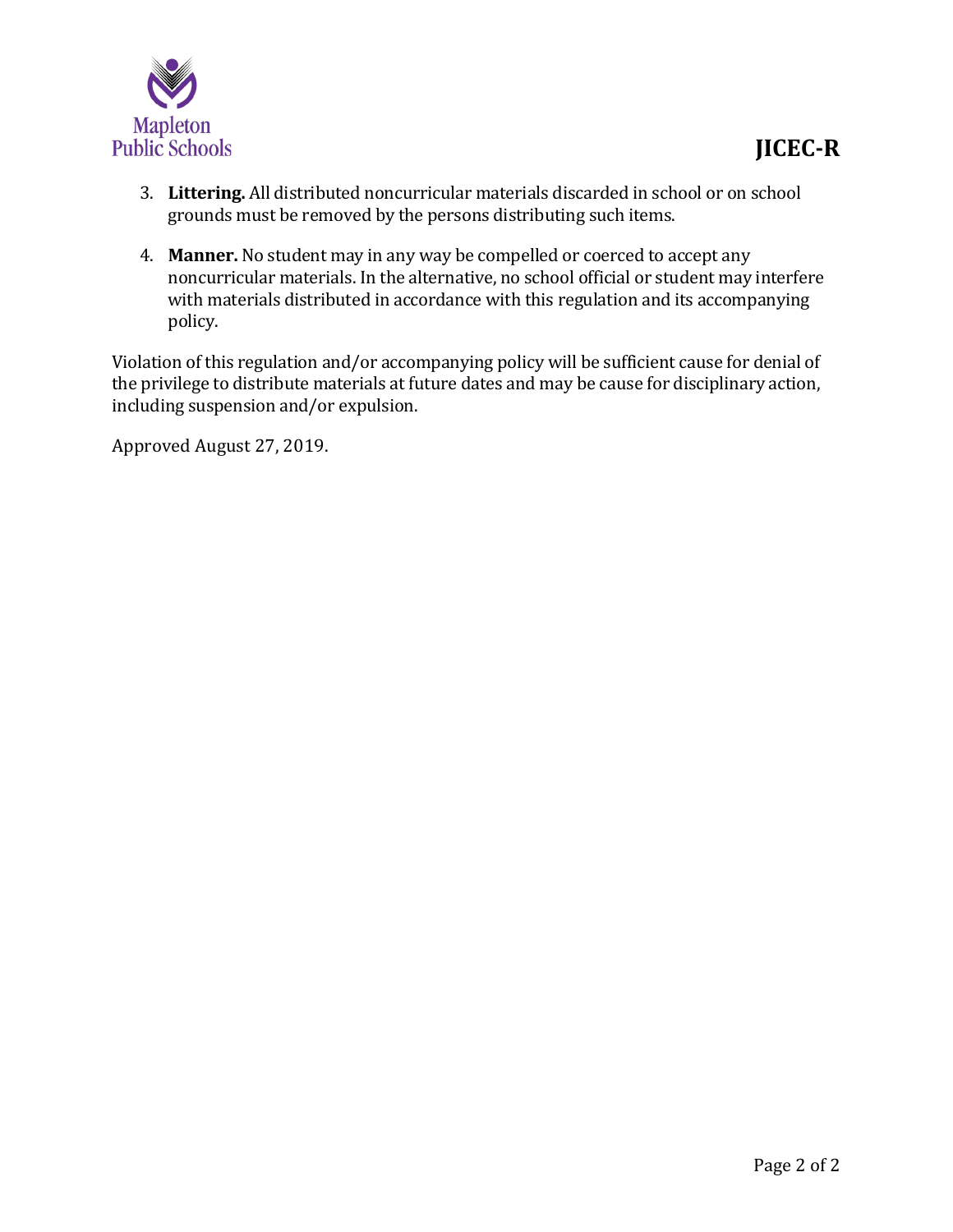3. **Littering.** All distributed noncurricular materials discarded in school or on school grounds must be removed by the persons distributing such items.

4. **Manner.** No student may in any way be compelled or coerced to accept any noncurricular materials. In the alternative, no school official or student may interfere with materials distributed in accordance with this regulation and its accompanying policy.

Violation of this regulation and/or accompanying policy will be sufficient cause for denial of the privilege to distribute materials at future dates and may be cause for disciplinary action, including suspension and/or expulsion.

Approved August 27, 2019.